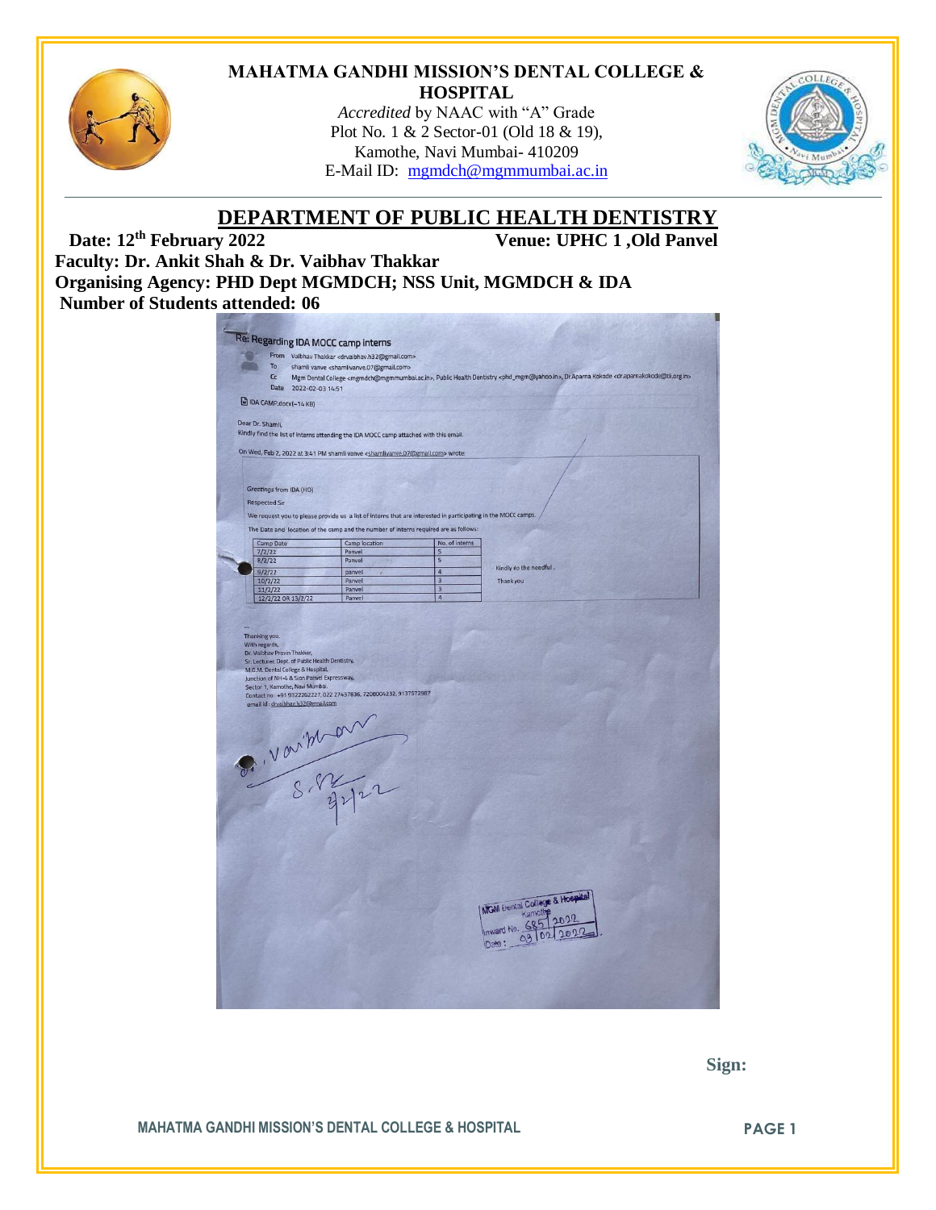# MAHATMA GANDHI MISSION'S DENTAL COLLEGE & HOSPITAL

*Accredited* by NAAC with "A" Grade
Plot No. 1 & 2 Sector-01 (Old 18 & 19),
Kamothe, Navi Mumbai- 410209
E-Mail ID: mgmdch@mgmmumbai.ac.in

## DEPARTMENT OF PUBLIC HEALTH DENTISTRY

**Date: 12th February 2022** **Venue: UPHC 1 ,Old Panvel**

**Faculty: Dr. Ankit Shah & Dr. Vaibhav Thakkar**

**Organising Agency: PHD Dept MGMDCH; NSS Unit, MGMDCH & IDA**

**Number of Students attended: 06**

Re: Regarding IDA MOCC camp interns

From Vaibhav Thakkar <drvaibhav.h32@gmail.com>
To shamli vanve <shamlivanve.07@gmail.com>
Cc Mgm Dental College <mgmdch@mgmmumbai.ac.in>, Public Health Dentistry <phd_mgm@yahoo.in>, Dr.Aparna Kokode <dr.aparnakokode@ida.org.in>
Date 2022-02-03 14:51

IDA CAMP.docx(~14 KB)

Dear Dr. Shamli,
Kindly find the list of interns attending the IDA MOCC camp attached with this email.

On Wed, Feb 2, 2022 at 3:41 PM shamli vanve <shamlivanve.07@gmail.com> wrote:

Greetings from IDA (HO)

Respected Sir

We request you to please provide us a list of interns that are interested in participating in the MOCC camps.

The Date and location of the camp and the number of interns required are as follows:

| Camp Date | Camp location | No. of interns |
|---|---|---|
| 7/2/22 | Panvel | 5 |
| 8/2/22 | Panvel | 5 |
| 9/2/22 | panvel | 4 |
| 10/2/22 | Panvel | 3 |
| 11/2/22 | Panvel | 3 |
| 12/2/22 OR 13/2/22 | Panvel | 4 |

Kindly do the needful.

Thank you

--
Thanking you.
With regards,
Dr. Vaibhav Pravin Thakkar,
Sr. Lecturer, Dept. of Public Health Dentistry,
M.G.M. Dental College & Hospital,
Junction of NH-4 & Sion Panvel Expressway,
Sector 1, Kamothe, Navi Mumbai.
Contact no : +91 9322262227, 022 27437836, 7208004232, 9137572987
email id : drvaibhav.h32@gmail.com

Vaibhav
8/2/22

MGM Dental College & Hospital
Kamothe
Inward No. 685 | 2022
Date : 08 | 02 | 2022

**Sign:**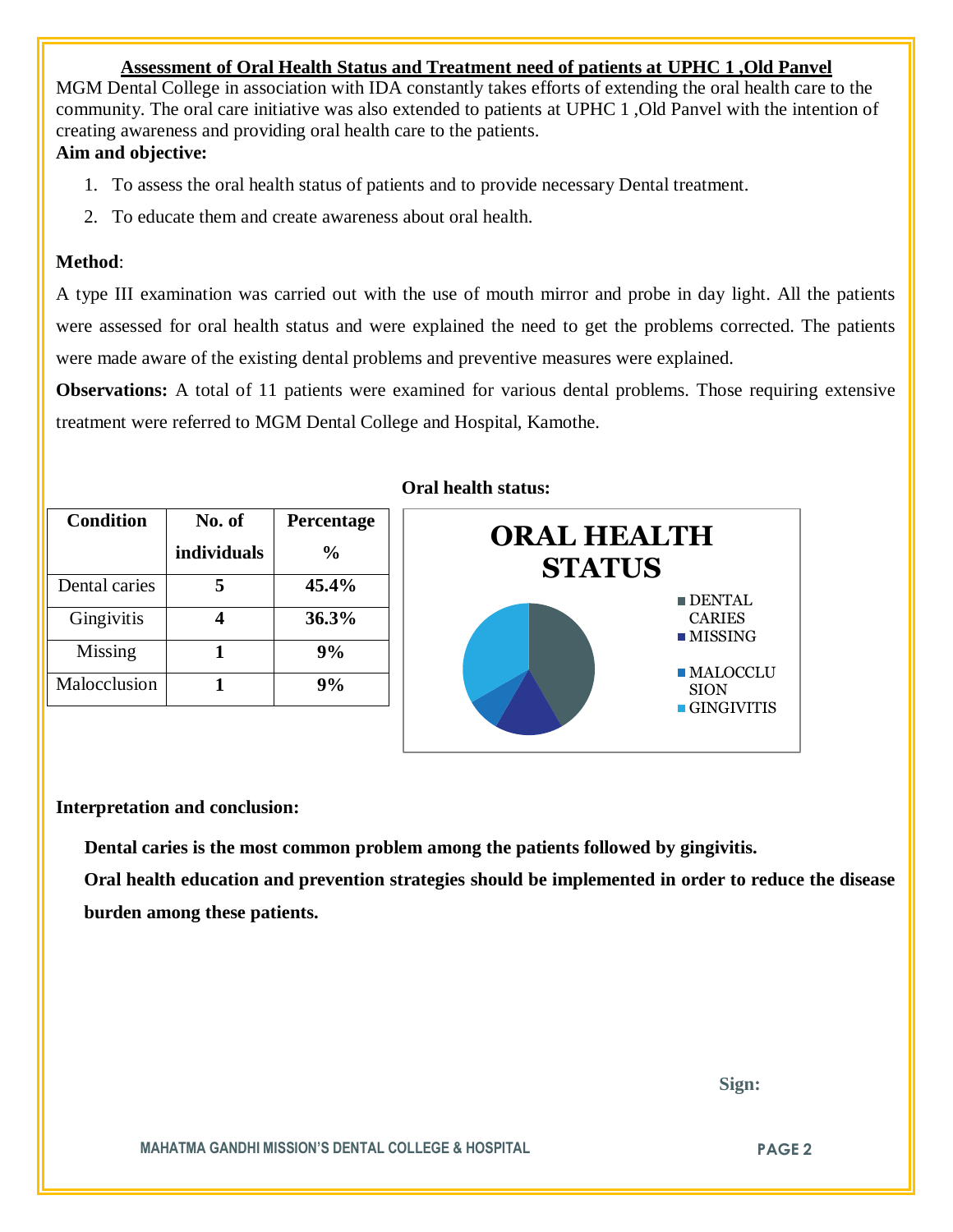## Assessment of Oral Health Status and Treatment need of patients at UPHC 1 ,Old Panvel

MGM Dental College in association with IDA constantly takes efforts of extending the oral health care to the community. The oral care initiative was also extended to patients at UPHC 1 ,Old Panvel with the intention of creating awareness and providing oral health care to the patients.

**Aim and objective:**

1. To assess the oral health status of patients and to provide necessary Dental treatment.
2. To educate them and create awareness about oral health.

**Method**:

A type III examination was carried out with the use of mouth mirror and probe in day light. All the patients were assessed for oral health status and were explained the need to get the problems corrected. The patients were made aware of the existing dental problems and preventive measures were explained.

**Observations:** A total of 11 patients were examined for various dental problems. Those requiring extensive treatment were referred to MGM Dental College and Hospital, Kamothe.

| Condition | No. of individuals | Percentage % |
|---|---|---|
| Dental caries | **5** | **45.4%** |
| Gingivitis | **4** | **36.3%** |
| Missing | **1** | **9%** |
| Malocclusion | **1** | **9%** |

**Oral health status:**

ORAL HEALTH STATUS

- DENTAL CARIES
- MISSING
- MALOCCLUSION
- GINGIVITIS

**Interpretation and conclusion:**

**Dental caries is the most common problem among the patients followed by gingivitis.**

**Oral health education and prevention strategies should be implemented in order to reduce the disease burden among these patients.**

**Sign:**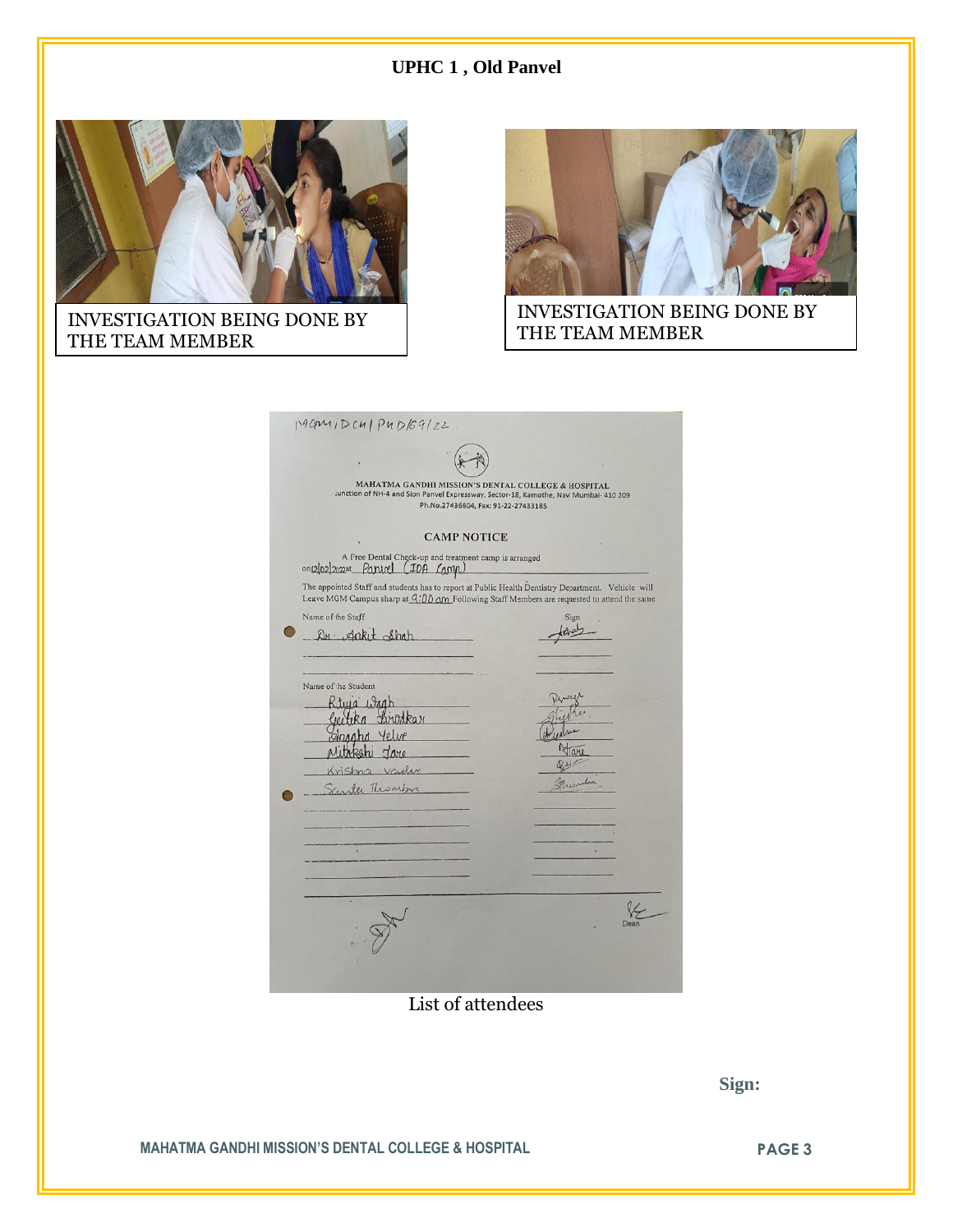**UPHC 1 , Old Panvel**

INVESTIGATION BEING DONE BY THE TEAM MEMBER

INVESTIGATION BEING DONE BY THE TEAM MEMBER

MGM/DCH/PHD/59/22

MAHATMA GANDHI MISSION'S DENTAL COLLEGE & HOSPITAL
Junction of NH-4 and Sion Panvel Expressway, Sector-18, Kamothe, Navi Mumbai- 410 209
Ph.No.27436604, Fax: 91-22-27433185

**CAMP NOTICE**

A Free Dental Check-up and treatment camp is arranged on 12/02/2022 at Panvel (IDA Camp)

The appointed Staff and students has to report at Public Health Dentistry Department. Vehicle will Leave MGM Campus sharp at 9:00 am Following Staff Members are requested to attend the same

| Name of the Staff | Sign |
|---|---|
| Dr. Ankit Shah | (signed) |

| Name of the Student | Sign |
|---|---|
| Rtuja Wagh | (signed) |
| Geetika Shirodkar | (signed) |
| Anagha Yelve | (signed) |
| Mitakshi Tare | (signed) |
| Krishna Vader | (signed) |
| Sunita Thombre | (signed) |

Dean

List of attendees

**Sign:**